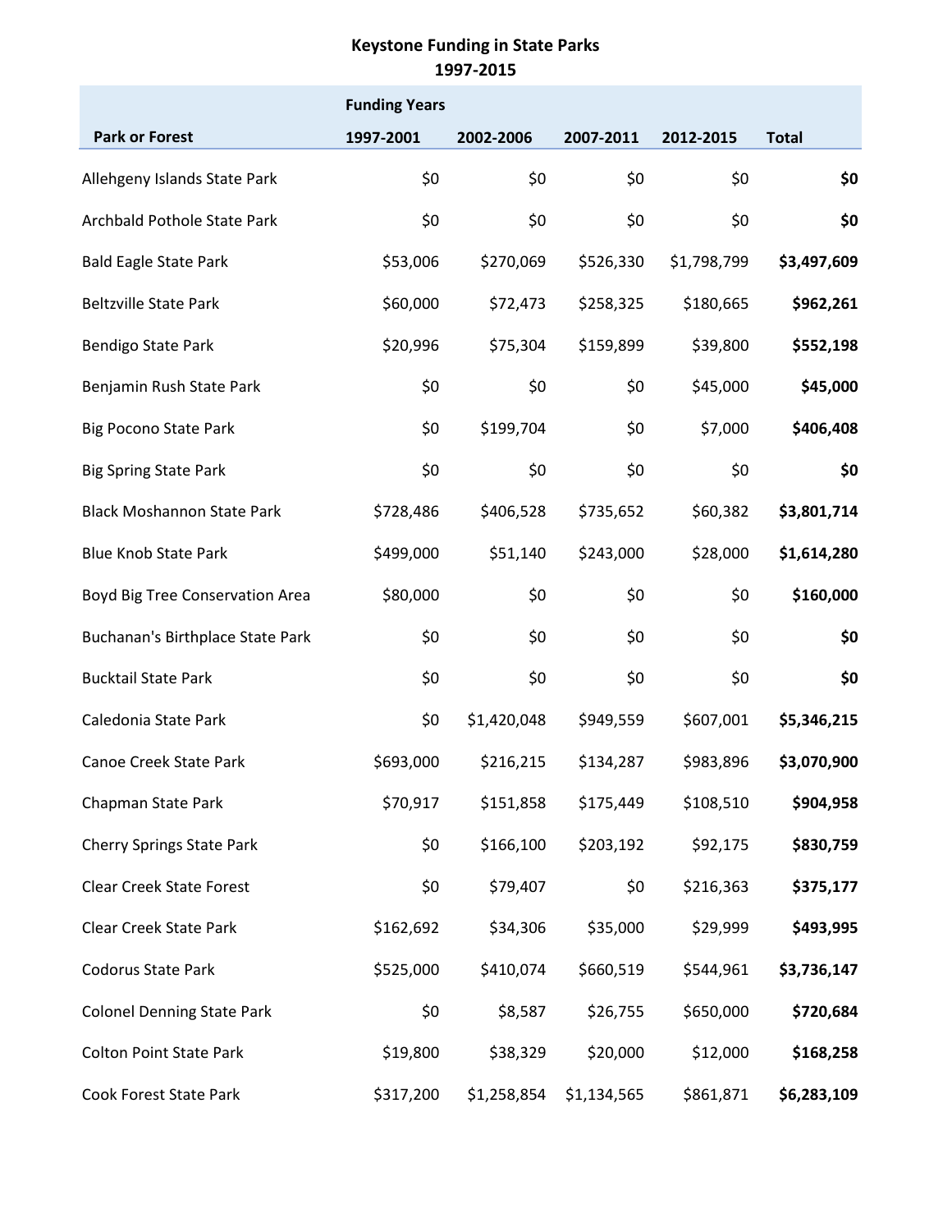# Keystone Funding in State Parks
## 1997-2015

| Park or Forest | Funding Years 1997-2001 | 2002-2006 | 2007-2011 | 2012-2015 | Total |
|---|---|---|---|---|---|
| Allehgeny Islands State Park | $0 | $0 | $0 | $0 | **$0** |
| Archbald Pothole State Park | $0 | $0 | $0 | $0 | **$0** |
| Bald Eagle State Park | $53,006 | $270,069 | $526,330 | $1,798,799 | **$3,497,609** |
| Beltzville State Park | $60,000 | $72,473 | $258,325 | $180,665 | **$962,261** |
| Bendigo State Park | $20,996 | $75,304 | $159,899 | $39,800 | **$552,198** |
| Benjamin Rush State Park | $0 | $0 | $0 | $45,000 | **$45,000** |
| Big Pocono State Park | $0 | $199,704 | $0 | $7,000 | **$406,408** |
| Big Spring State Park | $0 | $0 | $0 | $0 | **$0** |
| Black Moshannon State Park | $728,486 | $406,528 | $735,652 | $60,382 | **$3,801,714** |
| Blue Knob State Park | $499,000 | $51,140 | $243,000 | $28,000 | **$1,614,280** |
| Boyd Big Tree Conservation Area | $80,000 | $0 | $0 | $0 | **$160,000** |
| Buchanan's Birthplace State Park | $0 | $0 | $0 | $0 | **$0** |
| Bucktail State Park | $0 | $0 | $0 | $0 | **$0** |
| Caledonia State Park | $0 | $1,420,048 | $949,559 | $607,001 | **$5,346,215** |
| Canoe Creek State Park | $693,000 | $216,215 | $134,287 | $983,896 | **$3,070,900** |
| Chapman State Park | $70,917 | $151,858 | $175,449 | $108,510 | **$904,958** |
| Cherry Springs State Park | $0 | $166,100 | $203,192 | $92,175 | **$830,759** |
| Clear Creek State Forest | $0 | $79,407 | $0 | $216,363 | **$375,177** |
| Clear Creek State Park | $162,692 | $34,306 | $35,000 | $29,999 | **$493,995** |
| Codorus State Park | $525,000 | $410,074 | $660,519 | $544,961 | **$3,736,147** |
| Colonel Denning State Park | $0 | $8,587 | $26,755 | $650,000 | **$720,684** |
| Colton Point State Park | $19,800 | $38,329 | $20,000 | $12,000 | **$168,258** |
| Cook Forest State Park | $317,200 | $1,258,854 | $1,134,565 | $861,871 | **$6,283,109** |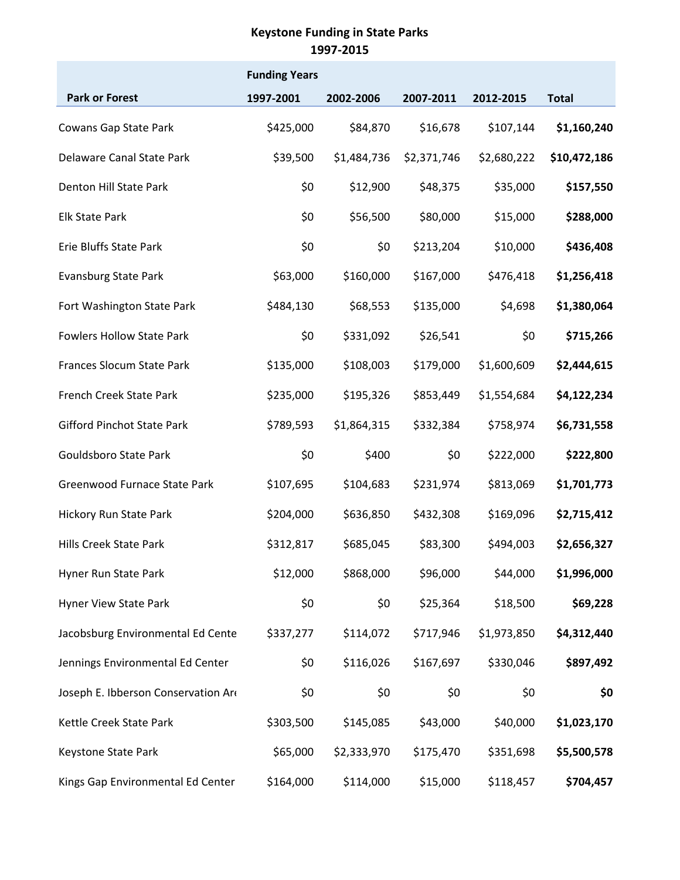**Keystone Funding in State Parks**
**1997-2015**

| Park or Forest | Funding Years 1997-2001 | 2002-2006 | 2007-2011 | 2012-2015 | Total |
|---|---|---|---|---|---|
| Cowans Gap State Park | $425,000 | $84,870 | $16,678 | $107,144 | **$1,160,240** |
| Delaware Canal State Park | $39,500 | $1,484,736 | $2,371,746 | $2,680,222 | **$10,472,186** |
| Denton Hill State Park | $0 | $12,900 | $48,375 | $35,000 | **$157,550** |
| Elk State Park | $0 | $56,500 | $80,000 | $15,000 | **$288,000** |
| Erie Bluffs State Park | $0 | $0 | $213,204 | $10,000 | **$436,408** |
| Evansburg State Park | $63,000 | $160,000 | $167,000 | $476,418 | **$1,256,418** |
| Fort Washington State Park | $484,130 | $68,553 | $135,000 | $4,698 | **$1,380,064** |
| Fowlers Hollow State Park | $0 | $331,092 | $26,541 | $0 | **$715,266** |
| Frances Slocum State Park | $135,000 | $108,003 | $179,000 | $1,600,609 | **$2,444,615** |
| French Creek State Park | $235,000 | $195,326 | $853,449 | $1,554,684 | **$4,122,234** |
| Gifford Pinchot State Park | $789,593 | $1,864,315 | $332,384 | $758,974 | **$6,731,558** |
| Gouldsboro State Park | $0 | $400 | $0 | $222,000 | **$222,800** |
| Greenwood Furnace State Park | $107,695 | $104,683 | $231,974 | $813,069 | **$1,701,773** |
| Hickory Run State Park | $204,000 | $636,850 | $432,308 | $169,096 | **$2,715,412** |
| Hills Creek State Park | $312,817 | $685,045 | $83,300 | $494,003 | **$2,656,327** |
| Hyner Run State Park | $12,000 | $868,000 | $96,000 | $44,000 | **$1,996,000** |
| Hyner View State Park | $0 | $0 | $25,364 | $18,500 | **$69,228** |
| Jacobsburg Environmental Ed Cente | $337,277 | $114,072 | $717,946 | $1,973,850 | **$4,312,440** |
| Jennings Environmental Ed Center | $0 | $116,026 | $167,697 | $330,046 | **$897,492** |
| Joseph E. Ibberson Conservation Ar | $0 | $0 | $0 | $0 | **$0** |
| Kettle Creek State Park | $303,500 | $145,085 | $43,000 | $40,000 | **$1,023,170** |
| Keystone State Park | $65,000 | $2,333,970 | $175,470 | $351,698 | **$5,500,578** |
| Kings Gap Environmental Ed Center | $164,000 | $114,000 | $15,000 | $118,457 | **$704,457** |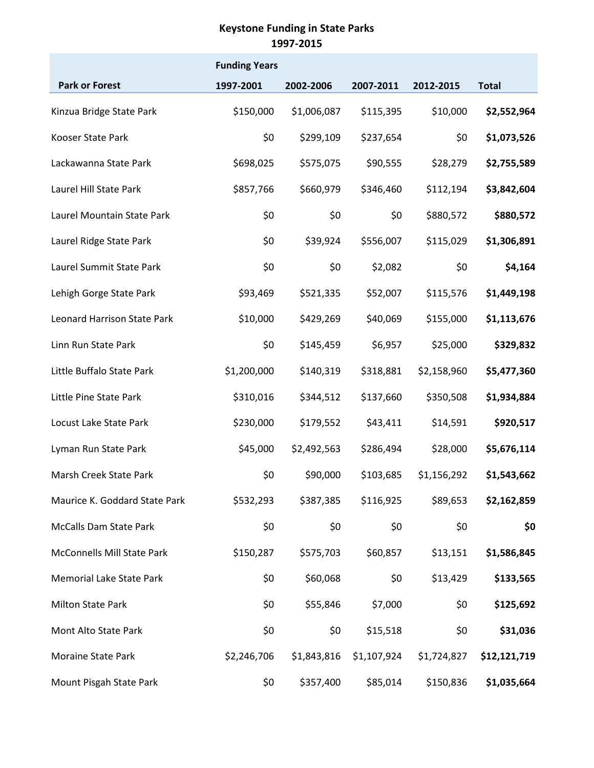## Keystone Funding in State Parks
## 1997-2015

| | Funding Years | | | | |
|---|---|---|---|---|---|
| **Park or Forest** | **1997-2001** | **2002-2006** | **2007-2011** | **2012-2015** | **Total** |
| Kinzua Bridge State Park | $150,000 | $1,006,087 | $115,395 | $10,000 | **$2,552,964** |
| Kooser State Park | $0 | $299,109 | $237,654 | $0 | **$1,073,526** |
| Lackawanna State Park | $698,025 | $575,075 | $90,555 | $28,279 | **$2,755,589** |
| Laurel Hill State Park | $857,766 | $660,979 | $346,460 | $112,194 | **$3,842,604** |
| Laurel Mountain State Park | $0 | $0 | $0 | $880,572 | **$880,572** |
| Laurel Ridge State Park | $0 | $39,924 | $556,007 | $115,029 | **$1,306,891** |
| Laurel Summit State Park | $0 | $0 | $2,082 | $0 | **$4,164** |
| Lehigh Gorge State Park | $93,469 | $521,335 | $52,007 | $115,576 | **$1,449,198** |
| Leonard Harrison State Park | $10,000 | $429,269 | $40,069 | $155,000 | **$1,113,676** |
| Linn Run State Park | $0 | $145,459 | $6,957 | $25,000 | **$329,832** |
| Little Buffalo State Park | $1,200,000 | $140,319 | $318,881 | $2,158,960 | **$5,477,360** |
| Little Pine State Park | $310,016 | $344,512 | $137,660 | $350,508 | **$1,934,884** |
| Locust Lake State Park | $230,000 | $179,552 | $43,411 | $14,591 | **$920,517** |
| Lyman Run State Park | $45,000 | $2,492,563 | $286,494 | $28,000 | **$5,676,114** |
| Marsh Creek State Park | $0 | $90,000 | $103,685 | $1,156,292 | **$1,543,662** |
| Maurice K. Goddard State Park | $532,293 | $387,385 | $116,925 | $89,653 | **$2,162,859** |
| McCalls Dam State Park | $0 | $0 | $0 | $0 | **$0** |
| McConnells Mill State Park | $150,287 | $575,703 | $60,857 | $13,151 | **$1,586,845** |
| Memorial Lake State Park | $0 | $60,068 | $0 | $13,429 | **$133,565** |
| Milton State Park | $0 | $55,846 | $7,000 | $0 | **$125,692** |
| Mont Alto State Park | $0 | $0 | $15,518 | $0 | **$31,036** |
| Moraine State Park | $2,246,706 | $1,843,816 | $1,107,924 | $1,724,827 | **$12,121,719** |
| Mount Pisgah State Park | $0 | $357,400 | $85,014 | $150,836 | **$1,035,664** |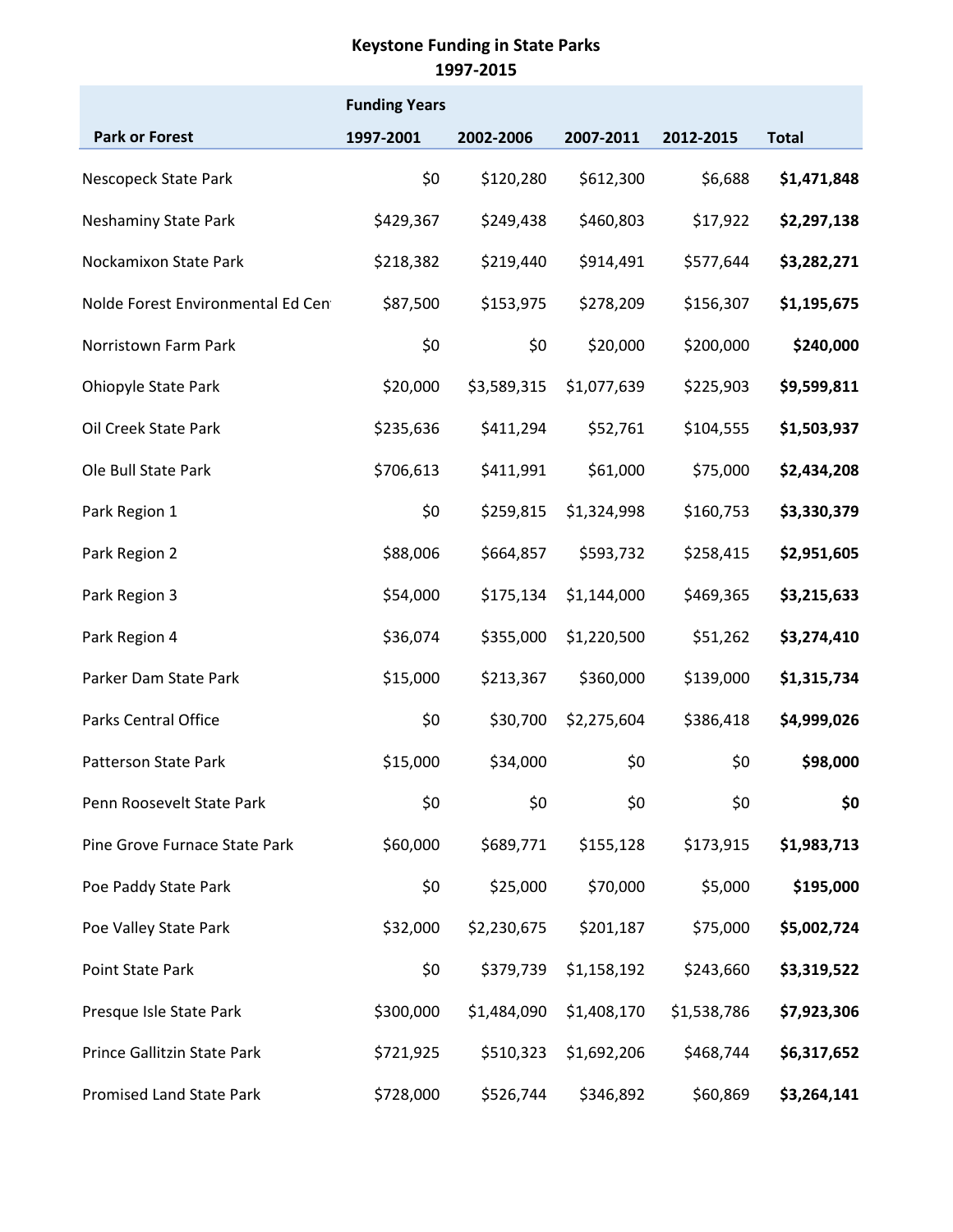# Keystone Funding in State Parks
## 1997-2015

| Park or Forest | Funding Years 1997-2001 | 2002-2006 | 2007-2011 | 2012-2015 | Total |
|---|---|---|---|---|---|
| Nescopeck State Park | $0 | $120,280 | $612,300 | $6,688 | **$1,471,848** |
| Neshaminy State Park | $429,367 | $249,438 | $460,803 | $17,922 | **$2,297,138** |
| Nockamixon State Park | $218,382 | $219,440 | $914,491 | $577,644 | **$3,282,271** |
| Nolde Forest Environmental Ed Cen | $87,500 | $153,975 | $278,209 | $156,307 | **$1,195,675** |
| Norristown Farm Park | $0 | $0 | $20,000 | $200,000 | **$240,000** |
| Ohiopyle State Park | $20,000 | $3,589,315 | $1,077,639 | $225,903 | **$9,599,811** |
| Oil Creek State Park | $235,636 | $411,294 | $52,761 | $104,555 | **$1,503,937** |
| Ole Bull State Park | $706,613 | $411,991 | $61,000 | $75,000 | **$2,434,208** |
| Park Region 1 | $0 | $259,815 | $1,324,998 | $160,753 | **$3,330,379** |
| Park Region 2 | $88,006 | $664,857 | $593,732 | $258,415 | **$2,951,605** |
| Park Region 3 | $54,000 | $175,134 | $1,144,000 | $469,365 | **$3,215,633** |
| Park Region 4 | $36,074 | $355,000 | $1,220,500 | $51,262 | **$3,274,410** |
| Parker Dam State Park | $15,000 | $213,367 | $360,000 | $139,000 | **$1,315,734** |
| Parks Central Office | $0 | $30,700 | $2,275,604 | $386,418 | **$4,999,026** |
| Patterson State Park | $15,000 | $34,000 | $0 | $0 | **$98,000** |
| Penn Roosevelt State Park | $0 | $0 | $0 | $0 | **$0** |
| Pine Grove Furnace State Park | $60,000 | $689,771 | $155,128 | $173,915 | **$1,983,713** |
| Poe Paddy State Park | $0 | $25,000 | $70,000 | $5,000 | **$195,000** |
| Poe Valley State Park | $32,000 | $2,230,675 | $201,187 | $75,000 | **$5,002,724** |
| Point State Park | $0 | $379,739 | $1,158,192 | $243,660 | **$3,319,522** |
| Presque Isle State Park | $300,000 | $1,484,090 | $1,408,170 | $1,538,786 | **$7,923,306** |
| Prince Gallitzin State Park | $721,925 | $510,323 | $1,692,206 | $468,744 | **$6,317,652** |
| Promised Land State Park | $728,000 | $526,744 | $346,892 | $60,869 | **$3,264,141** |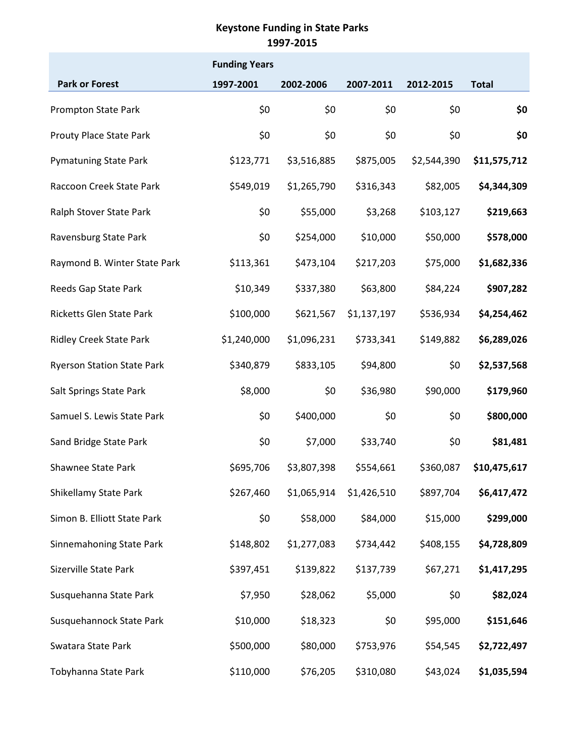**Keystone Funding in State Parks**
**1997-2015**

| Park or Forest | Funding Years 1997-2001 | 2002-2006 | 2007-2011 | 2012-2015 | Total |
|---|---|---|---|---|---|
| Prompton State Park | $0 | $0 | $0 | $0 | **$0** |
| Prouty Place State Park | $0 | $0 | $0 | $0 | **$0** |
| Pymatuning State Park | $123,771 | $3,516,885 | $875,005 | $2,544,390 | **$11,575,712** |
| Raccoon Creek State Park | $549,019 | $1,265,790 | $316,343 | $82,005 | **$4,344,309** |
| Ralph Stover State Park | $0 | $55,000 | $3,268 | $103,127 | **$219,663** |
| Ravensburg State Park | $0 | $254,000 | $10,000 | $50,000 | **$578,000** |
| Raymond B. Winter State Park | $113,361 | $473,104 | $217,203 | $75,000 | **$1,682,336** |
| Reeds Gap State Park | $10,349 | $337,380 | $63,800 | $84,224 | **$907,282** |
| Ricketts Glen State Park | $100,000 | $621,567 | $1,137,197 | $536,934 | **$4,254,462** |
| Ridley Creek State Park | $1,240,000 | $1,096,231 | $733,341 | $149,882 | **$6,289,026** |
| Ryerson Station State Park | $340,879 | $833,105 | $94,800 | $0 | **$2,537,568** |
| Salt Springs State Park | $8,000 | $0 | $36,980 | $90,000 | **$179,960** |
| Samuel S. Lewis State Park | $0 | $400,000 | $0 | $0 | **$800,000** |
| Sand Bridge State Park | $0 | $7,000 | $33,740 | $0 | **$81,481** |
| Shawnee State Park | $695,706 | $3,807,398 | $554,661 | $360,087 | **$10,475,617** |
| Shikellamy State Park | $267,460 | $1,065,914 | $1,426,510 | $897,704 | **$6,417,472** |
| Simon B. Elliott State Park | $0 | $58,000 | $84,000 | $15,000 | **$299,000** |
| Sinnemahoning State Park | $148,802 | $1,277,083 | $734,442 | $408,155 | **$4,728,809** |
| Sizerville State Park | $397,451 | $139,822 | $137,739 | $67,271 | **$1,417,295** |
| Susquehanna State Park | $7,950 | $28,062 | $5,000 | $0 | **$82,024** |
| Susquehannock State Park | $10,000 | $18,323 | $0 | $95,000 | **$151,646** |
| Swatara State Park | $500,000 | $80,000 | $753,976 | $54,545 | **$2,722,497** |
| Tobyhanna State Park | $110,000 | $76,205 | $310,080 | $43,024 | **$1,035,594** |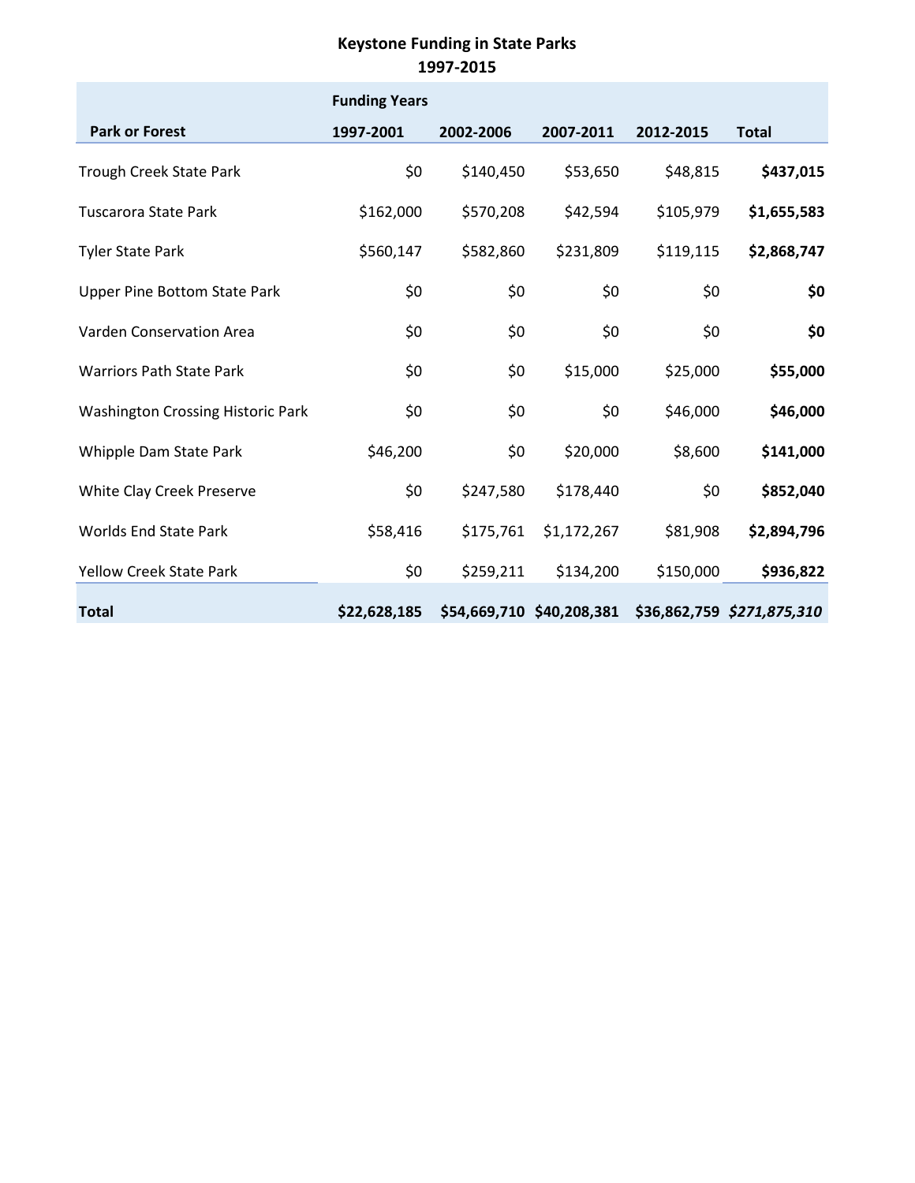**Keystone Funding in State Parks**
**1997-2015**

| | Funding Years | | | | |
|---|---|---|---|---|---|
| **Park or Forest** | **1997-2001** | **2002-2006** | **2007-2011** | **2012-2015** | **Total** |
| Trough Creek State Park | $0 | $140,450 | $53,650 | $48,815 | **$437,015** |
| Tuscarora State Park | $162,000 | $570,208 | $42,594 | $105,979 | **$1,655,583** |
| Tyler State Park | $560,147 | $582,860 | $231,809 | $119,115 | **$2,868,747** |
| Upper Pine Bottom State Park | $0 | $0 | $0 | $0 | **$0** |
| Varden Conservation Area | $0 | $0 | $0 | $0 | **$0** |
| Warriors Path State Park | $0 | $0 | $15,000 | $25,000 | **$55,000** |
| Washington Crossing Historic Park | $0 | $0 | $0 | $46,000 | **$46,000** |
| Whipple Dam State Park | $46,200 | $0 | $20,000 | $8,600 | **$141,000** |
| White Clay Creek Preserve | $0 | $247,580 | $178,440 | $0 | **$852,040** |
| Worlds End State Park | $58,416 | $175,761 | $1,172,267 | $81,908 | **$2,894,796** |
| Yellow Creek State Park | $0 | $259,211 | $134,200 | $150,000 | **$936,822** |
| **Total** | **$22,628,185** | **$54,669,710** | **$40,208,381** | **$36,862,759** | ***$271,875,310*** |